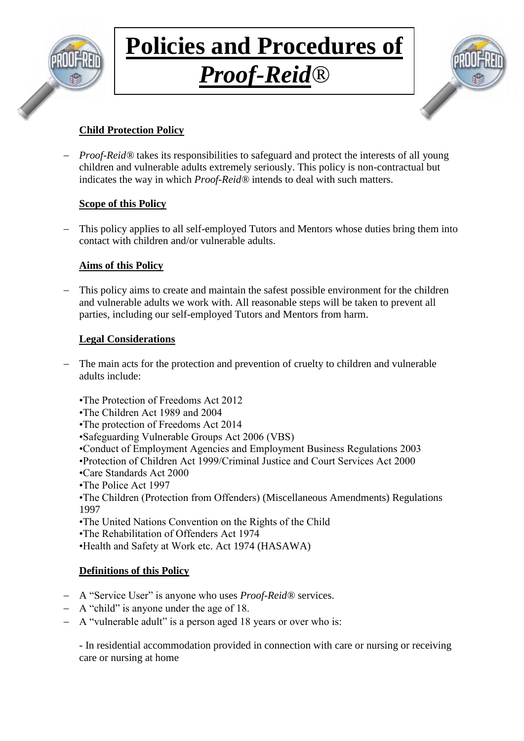# **Policies and Procedures of *Proof-Reid*®**

### **Child Protection Policy**

- *Proof-Reid®* takes its responsibilities to safeguard and protect the interests of all young children and vulnerable adults extremely seriously. This policy is non-contractual but indicates the way in which *Proof-Reid®* intends to deal with such matters.

### **Scope of this Policy**

- This policy applies to all self-employed Tutors and Mentors whose duties bring them into contact with children and/or vulnerable adults.

### **Aims of this Policy**

- This policy aims to create and maintain the safest possible environment for the children and vulnerable adults we work with. All reasonable steps will be taken to prevent all parties, including our self-employed Tutors and Mentors from harm.

### **Legal Considerations**

- The main acts for the protection and prevention of cruelty to children and vulnerable adults include:

  •The Protection of Freedoms Act 2012
  •The Children Act 1989 and 2004
  •The protection of Freedoms Act 2014
  •Safeguarding Vulnerable Groups Act 2006 (VBS)
  •Conduct of Employment Agencies and Employment Business Regulations 2003
  •Protection of Children Act 1999/Criminal Justice and Court Services Act 2000
  •Care Standards Act 2000
  •The Police Act 1997
  •The Children (Protection from Offenders) (Miscellaneous Amendments) Regulations 1997
  •The United Nations Convention on the Rights of the Child
  •The Rehabilitation of Offenders Act 1974
  •Health and Safety at Work etc. Act 1974 (HASAWA)

### **Definitions of this Policy**

- A "Service User" is anyone who uses *Proof-Reid®* services.
- A "child" is anyone under the age of 18.
- A "vulnerable adult" is a person aged 18 years or over who is:

  - In residential accommodation provided in connection with care or nursing or receiving care or nursing at home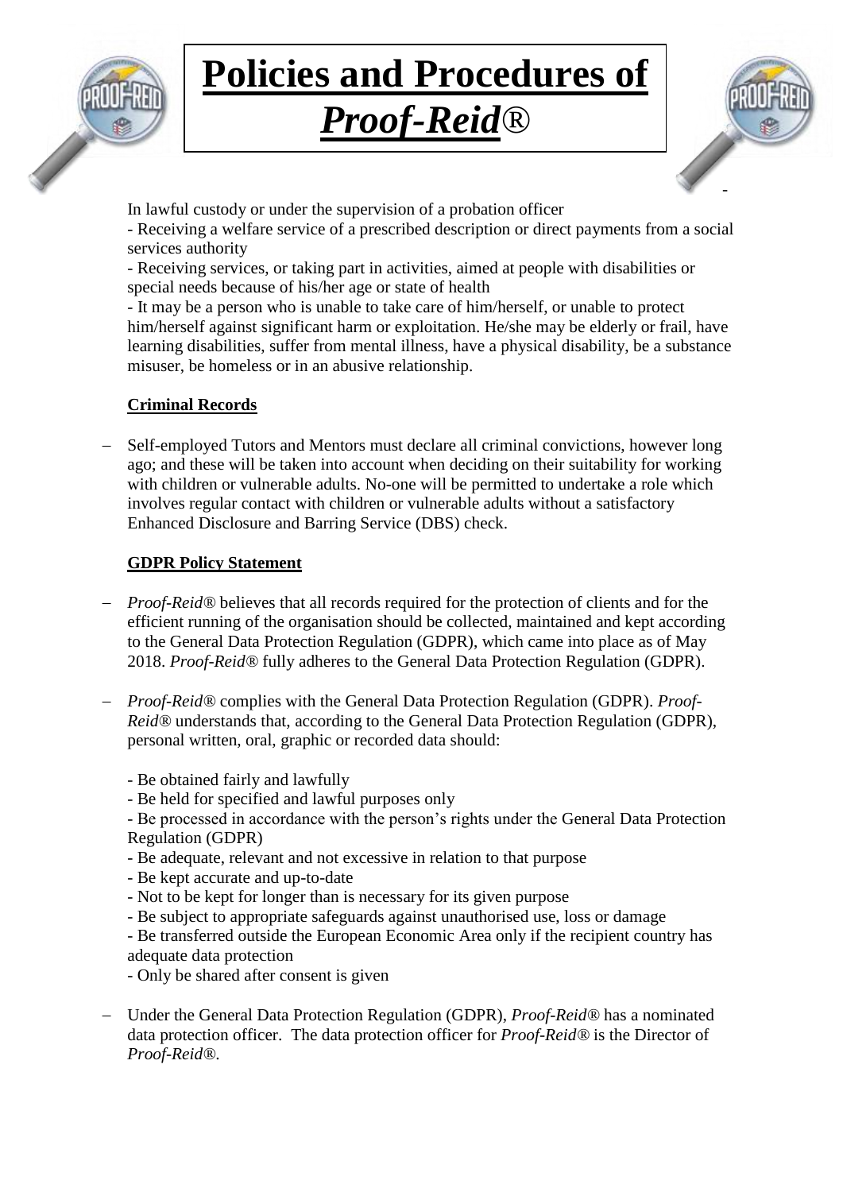In lawful custody or under the supervision of a probation officer

- Receiving a welfare service of a prescribed description or direct payments from a social services authority
- Receiving services, or taking part in activities, aimed at people with disabilities or special needs because of his/her age or state of health
- It may be a person who is unable to take care of him/herself, or unable to protect him/herself against significant harm or exploitation. He/she may be elderly or frail, have learning disabilities, suffer from mental illness, have a physical disability, be a substance misuser, be homeless or in an abusive relationship.

**Criminal Records**

- Self-employed Tutors and Mentors must declare all criminal convictions, however long ago; and these will be taken into account when deciding on their suitability for working with children or vulnerable adults. No-one will be permitted to undertake a role which involves regular contact with children or vulnerable adults without a satisfactory Enhanced Disclosure and Barring Service (DBS) check.

**GDPR Policy Statement**

- *Proof-Reid*® believes that all records required for the protection of clients and for the efficient running of the organisation should be collected, maintained and kept according to the General Data Protection Regulation (GDPR), which came into place as of May 2018. *Proof-Reid*® fully adheres to the General Data Protection Regulation (GDPR).

- *Proof-Reid*® complies with the General Data Protection Regulation (GDPR). *Proof-Reid*® understands that, according to the General Data Protection Regulation (GDPR), personal written, oral, graphic or recorded data should:

  - Be obtained fairly and lawfully
  - Be held for specified and lawful purposes only
  - Be processed in accordance with the person's rights under the General Data Protection Regulation (GDPR)
  - Be adequate, relevant and not excessive in relation to that purpose
  - Be kept accurate and up-to-date
  - Not to be kept for longer than is necessary for its given purpose
  - Be subject to appropriate safeguards against unauthorised use, loss or damage
  - Be transferred outside the European Economic Area only if the recipient country has adequate data protection
  - Only be shared after consent is given

- Under the General Data Protection Regulation (GDPR), *Proof-Reid*® has a nominated data protection officer. The data protection officer for *Proof-Reid*® is the Director of *Proof-Reid*®.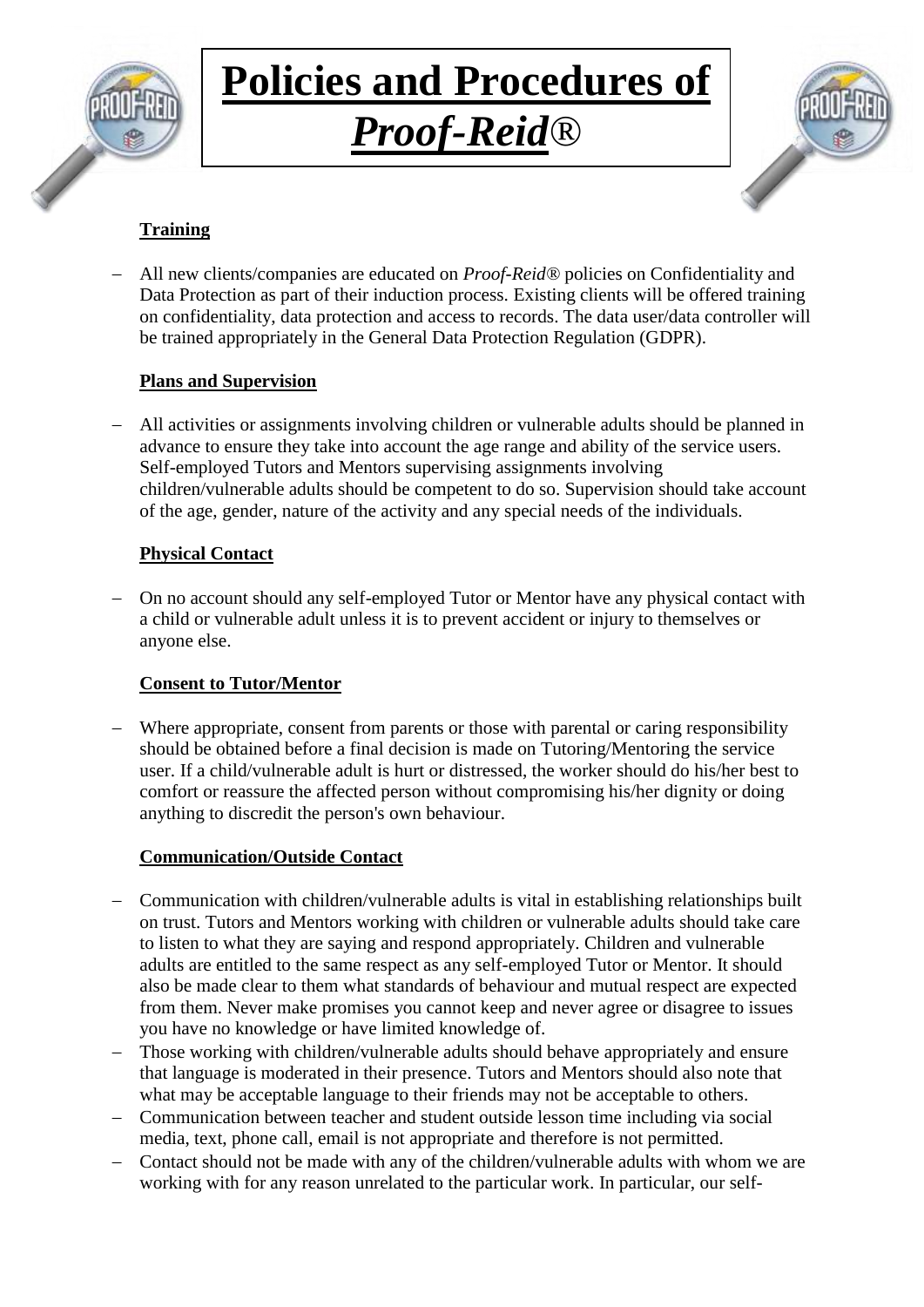# **Policies and Procedures of *Proof-Reid*®**

**Training**

- All new clients/companies are educated on *Proof-Reid®* policies on Confidentiality and Data Protection as part of their induction process. Existing clients will be offered training on confidentiality, data protection and access to records. The data user/data controller will be trained appropriately in the General Data Protection Regulation (GDPR).

**Plans and Supervision**

- All activities or assignments involving children or vulnerable adults should be planned in advance to ensure they take into account the age range and ability of the service users. Self-employed Tutors and Mentors supervising assignments involving children/vulnerable adults should be competent to do so. Supervision should take account of the age, gender, nature of the activity and any special needs of the individuals.

**Physical Contact**

- On no account should any self-employed Tutor or Mentor have any physical contact with a child or vulnerable adult unless it is to prevent accident or injury to themselves or anyone else.

**Consent to Tutor/Mentor**

- Where appropriate, consent from parents or those with parental or caring responsibility should be obtained before a final decision is made on Tutoring/Mentoring the service user. If a child/vulnerable adult is hurt or distressed, the worker should do his/her best to comfort or reassure the affected person without compromising his/her dignity or doing anything to discredit the person's own behaviour.

**Communication/Outside Contact**

- Communication with children/vulnerable adults is vital in establishing relationships built on trust. Tutors and Mentors working with children or vulnerable adults should take care to listen to what they are saying and respond appropriately. Children and vulnerable adults are entitled to the same respect as any self-employed Tutor or Mentor. It should also be made clear to them what standards of behaviour and mutual respect are expected from them. Never make promises you cannot keep and never agree or disagree to issues you have no knowledge or have limited knowledge of.
- Those working with children/vulnerable adults should behave appropriately and ensure that language is moderated in their presence. Tutors and Mentors should also note that what may be acceptable language to their friends may not be acceptable to others.
- Communication between teacher and student outside lesson time including via social media, text, phone call, email is not appropriate and therefore is not permitted.
- Contact should not be made with any of the children/vulnerable adults with whom we are working with for any reason unrelated to the particular work. In particular, our self-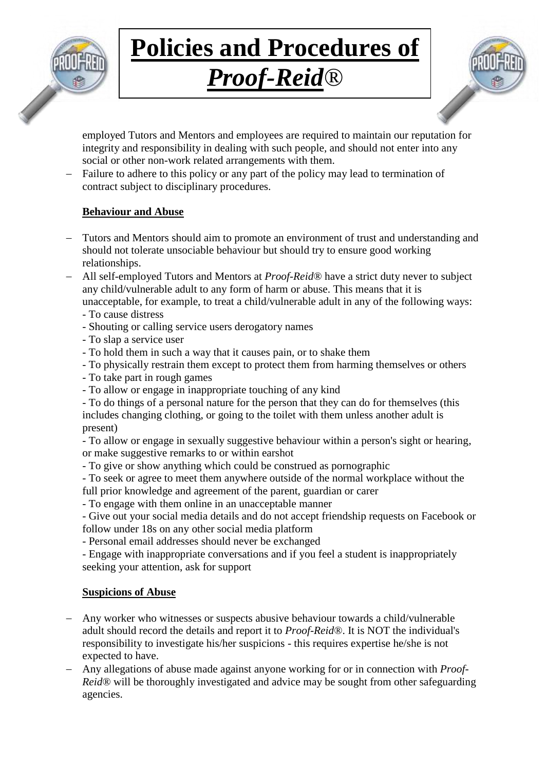employed Tutors and Mentors and employees are required to maintain our reputation for integrity and responsibility in dealing with such people, and should not enter into any social or other non-work related arrangements with them.

- Failure to adhere to this policy or any part of the policy may lead to termination of contract subject to disciplinary procedures.

**Behaviour and Abuse**

- Tutors and Mentors should aim to promote an environment of trust and understanding and should not tolerate unsociable behaviour but should try to ensure good working relationships.
- All self-employed Tutors and Mentors at *Proof-Reid*® have a strict duty never to subject any child/vulnerable adult to any form of harm or abuse. This means that it is unacceptable, for example, to treat a child/vulnerable adult in any of the following ways:
  - To cause distress
  - Shouting or calling service users derogatory names
  - To slap a service user
  - To hold them in such a way that it causes pain, or to shake them
  - To physically restrain them except to protect them from harming themselves or others
  - To take part in rough games
  - To allow or engage in inappropriate touching of any kind
  - To do things of a personal nature for the person that they can do for themselves (this includes changing clothing, or going to the toilet with them unless another adult is present)
  - To allow or engage in sexually suggestive behaviour within a person's sight or hearing, or make suggestive remarks to or within earshot
  - To give or show anything which could be construed as pornographic
  - To seek or agree to meet them anywhere outside of the normal workplace without the full prior knowledge and agreement of the parent, guardian or carer
  - To engage with them online in an unacceptable manner
  - Give out your social media details and do not accept friendship requests on Facebook or follow under 18s on any other social media platform
  - Personal email addresses should never be exchanged
  - Engage with inappropriate conversations and if you feel a student is inappropriately seeking your attention, ask for support

**Suspicions of Abuse**

- Any worker who witnesses or suspects abusive behaviour towards a child/vulnerable adult should record the details and report it to *Proof-Reid*®. It is NOT the individual's responsibility to investigate his/her suspicions - this requires expertise he/she is not expected to have.
- Any allegations of abuse made against anyone working for or in connection with *Proof-Reid*® will be thoroughly investigated and advice may be sought from other safeguarding agencies.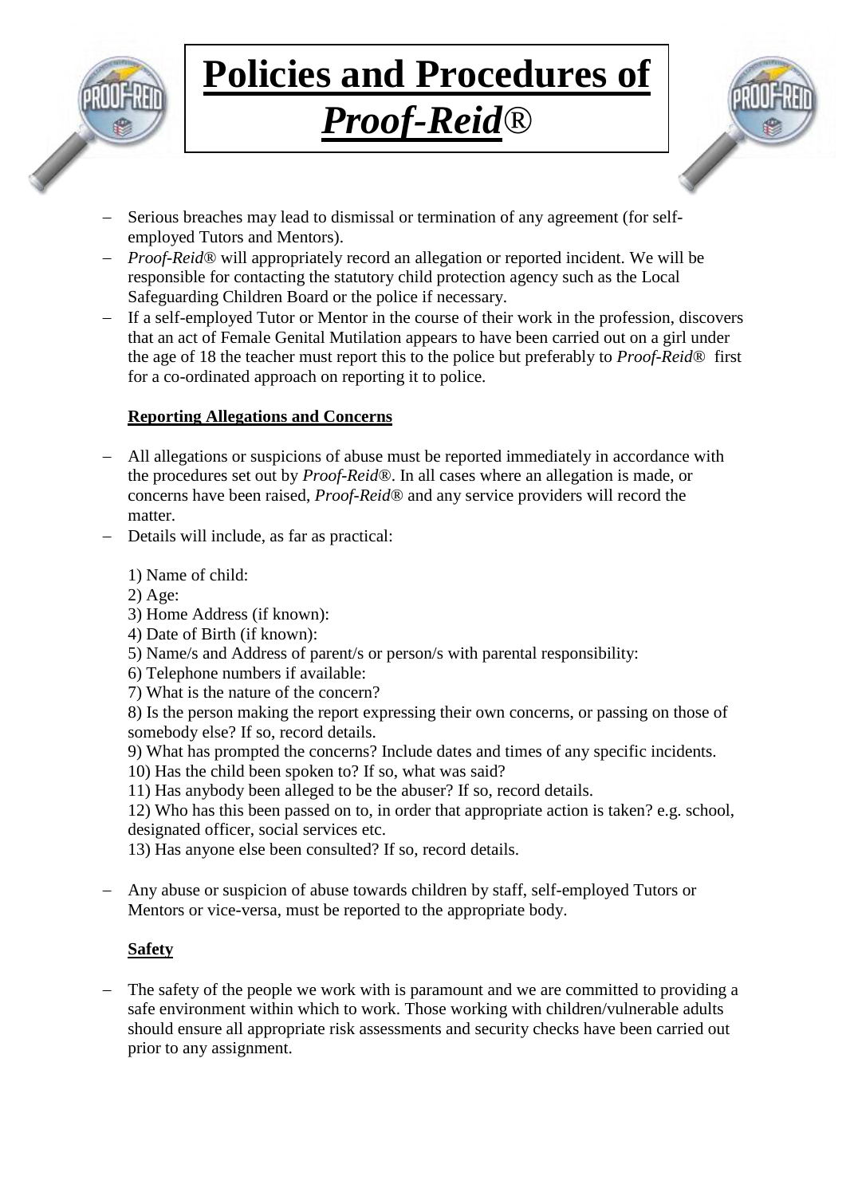- Serious breaches may lead to dismissal or termination of any agreement (for self-employed Tutors and Mentors).
- *Proof-Reid*® will appropriately record an allegation or reported incident. We will be responsible for contacting the statutory child protection agency such as the Local Safeguarding Children Board or the police if necessary.
- If a self-employed Tutor or Mentor in the course of their work in the profession, discovers that an act of Female Genital Mutilation appears to have been carried out on a girl under the age of 18 the teacher must report this to the police but preferably to *Proof-Reid*® first for a co-ordinated approach on reporting it to police.

**Reporting Allegations and Concerns**

- All allegations or suspicions of abuse must be reported immediately in accordance with the procedures set out by *Proof-Reid*®. In all cases where an allegation is made, or concerns have been raised, *Proof-Reid*® and any service providers will record the matter.
- Details will include, as far as practical:

  1) Name of child:
  2) Age:
  3) Home Address (if known):
  4) Date of Birth (if known):
  5) Name/s and Address of parent/s or person/s with parental responsibility:
  6) Telephone numbers if available:
  7) What is the nature of the concern?
  8) Is the person making the report expressing their own concerns, or passing on those of somebody else? If so, record details.
  9) What has prompted the concerns? Include dates and times of any specific incidents.
  10) Has the child been spoken to? If so, what was said?
  11) Has anybody been alleged to be the abuser? If so, record details.
  12) Who has this been passed on to, in order that appropriate action is taken? e.g. school, designated officer, social services etc.
  13) Has anyone else been consulted? If so, record details.

- Any abuse or suspicion of abuse towards children by staff, self-employed Tutors or Mentors or vice-versa, must be reported to the appropriate body.

**Safety**

- The safety of the people we work with is paramount and we are committed to providing a safe environment within which to work. Those working with children/vulnerable adults should ensure all appropriate risk assessments and security checks have been carried out prior to any assignment.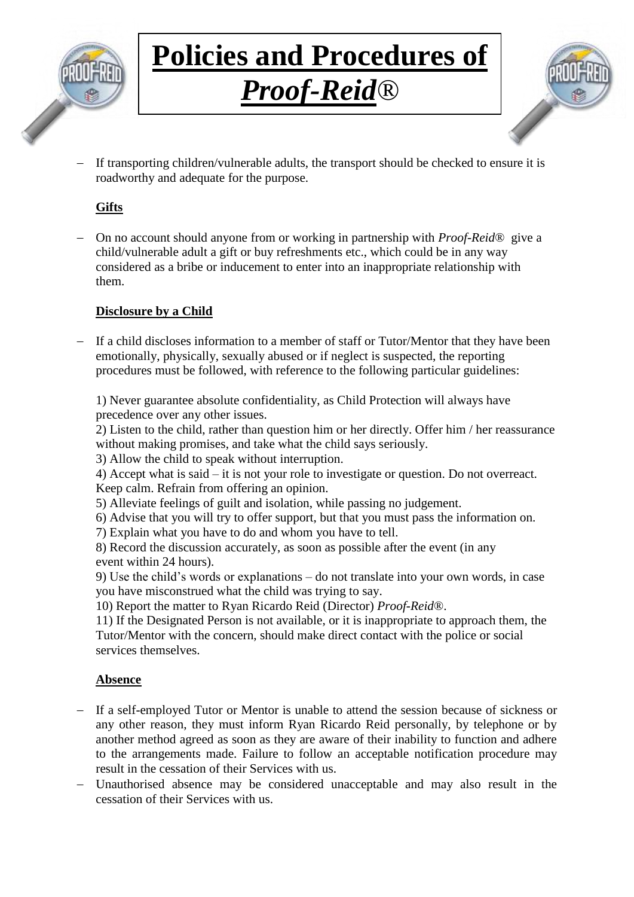- If transporting children/vulnerable adults, the transport should be checked to ensure it is roadworthy and adequate for the purpose.

**Gifts**

- On no account should anyone from or working in partnership with *Proof-Reid*® give a child/vulnerable adult a gift or buy refreshments etc., which could be in any way considered as a bribe or inducement to enter into an inappropriate relationship with them.

**Disclosure by a Child**

- If a child discloses information to a member of staff or Tutor/Mentor that they have been emotionally, physically, sexually abused or if neglect is suspected, the reporting procedures must be followed, with reference to the following particular guidelines:

  1) Never guarantee absolute confidentiality, as Child Protection will always have precedence over any other issues.
  2) Listen to the child, rather than question him or her directly. Offer him / her reassurance without making promises, and take what the child says seriously.
  3) Allow the child to speak without interruption.
  4) Accept what is said – it is not your role to investigate or question. Do not overreact. Keep calm. Refrain from offering an opinion.
  5) Alleviate feelings of guilt and isolation, while passing no judgement.
  6) Advise that you will try to offer support, but that you must pass the information on.
  7) Explain what you have to do and whom you have to tell.
  8) Record the discussion accurately, as soon as possible after the event (in any event within 24 hours).
  9) Use the child's words or explanations – do not translate into your own words, in case you have misconstrued what the child was trying to say.
  10) Report the matter to Ryan Ricardo Reid (Director) *Proof-Reid*®.
  11) If the Designated Person is not available, or it is inappropriate to approach them, the Tutor/Mentor with the concern, should make direct contact with the police or social services themselves.

**Absence**

- If a self-employed Tutor or Mentor is unable to attend the session because of sickness or any other reason, they must inform Ryan Ricardo Reid personally, by telephone or by another method agreed as soon as they are aware of their inability to function and adhere to the arrangements made. Failure to follow an acceptable notification procedure may result in the cessation of their Services with us.
- Unauthorised absence may be considered unacceptable and may also result in the cessation of their Services with us.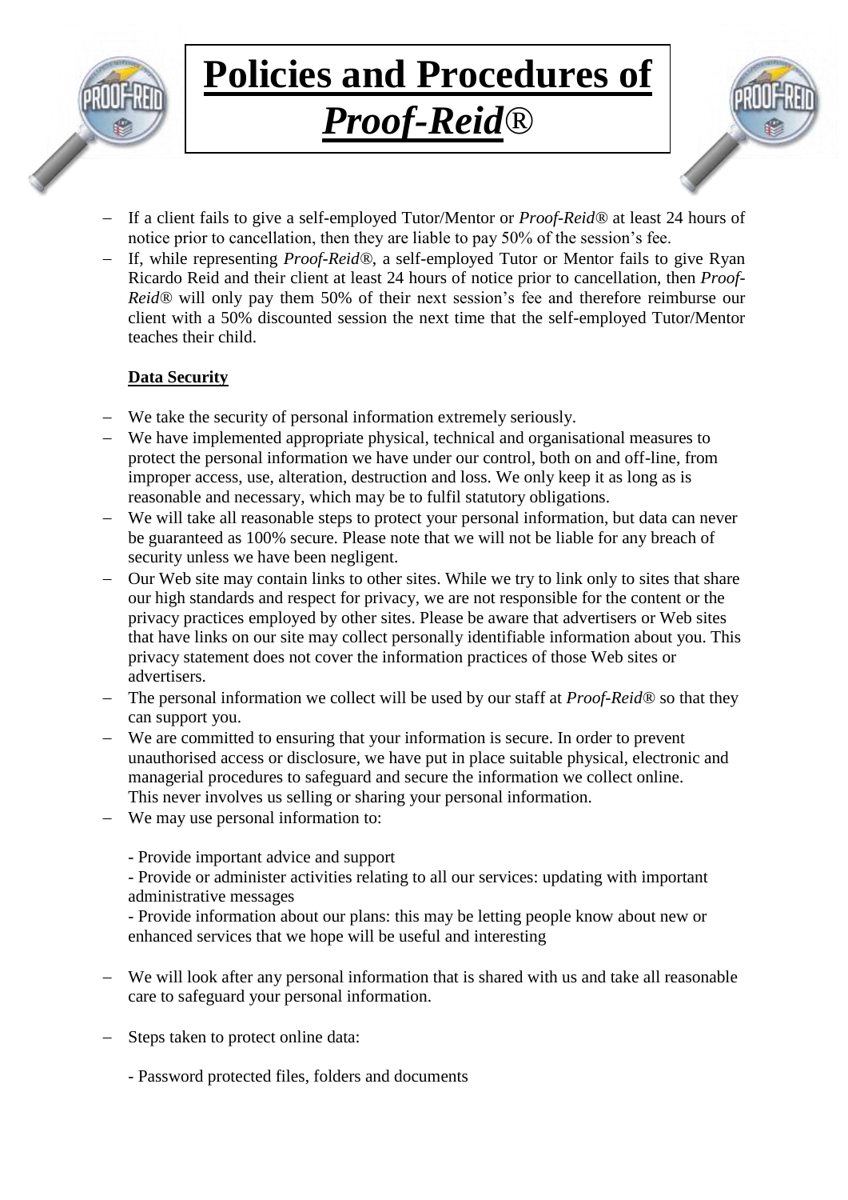# **Policies and Procedures of *Proof-Reid*®**

- If a client fails to give a self-employed Tutor/Mentor or *Proof-Reid*® at least 24 hours of notice prior to cancellation, then they are liable to pay 50% of the session's fee.
- If, while representing *Proof-Reid*®, a self-employed Tutor or Mentor fails to give Ryan Ricardo Reid and their client at least 24 hours of notice prior to cancellation, then *Proof-Reid*® will only pay them 50% of their next session's fee and therefore reimburse our client with a 50% discounted session the next time that the self-employed Tutor/Mentor teaches their child.

**Data Security**

- We take the security of personal information extremely seriously.
- We have implemented appropriate physical, technical and organisational measures to protect the personal information we have under our control, both on and off-line, from improper access, use, alteration, destruction and loss. We only keep it as long as is reasonable and necessary, which may be to fulfil statutory obligations.
- We will take all reasonable steps to protect your personal information, but data can never be guaranteed as 100% secure. Please note that we will not be liable for any breach of security unless we have been negligent.
- Our Web site may contain links to other sites. While we try to link only to sites that share our high standards and respect for privacy, we are not responsible for the content or the privacy practices employed by other sites. Please be aware that advertisers or Web sites that have links on our site may collect personally identifiable information about you. This privacy statement does not cover the information practices of those Web sites or advertisers.
- The personal information we collect will be used by our staff at *Proof-Reid*® so that they can support you.
- We are committed to ensuring that your information is secure. In order to prevent unauthorised access or disclosure, we have put in place suitable physical, electronic and managerial procedures to safeguard and secure the information we collect online. This never involves us selling or sharing your personal information.
- We may use personal information to:

  - Provide important advice and support
  - Provide or administer activities relating to all our services: updating with important administrative messages
  - Provide information about our plans: this may be letting people know about new or enhanced services that we hope will be useful and interesting

- We will look after any personal information that is shared with us and take all reasonable care to safeguard your personal information.
- Steps taken to protect online data:

  - Password protected files, folders and documents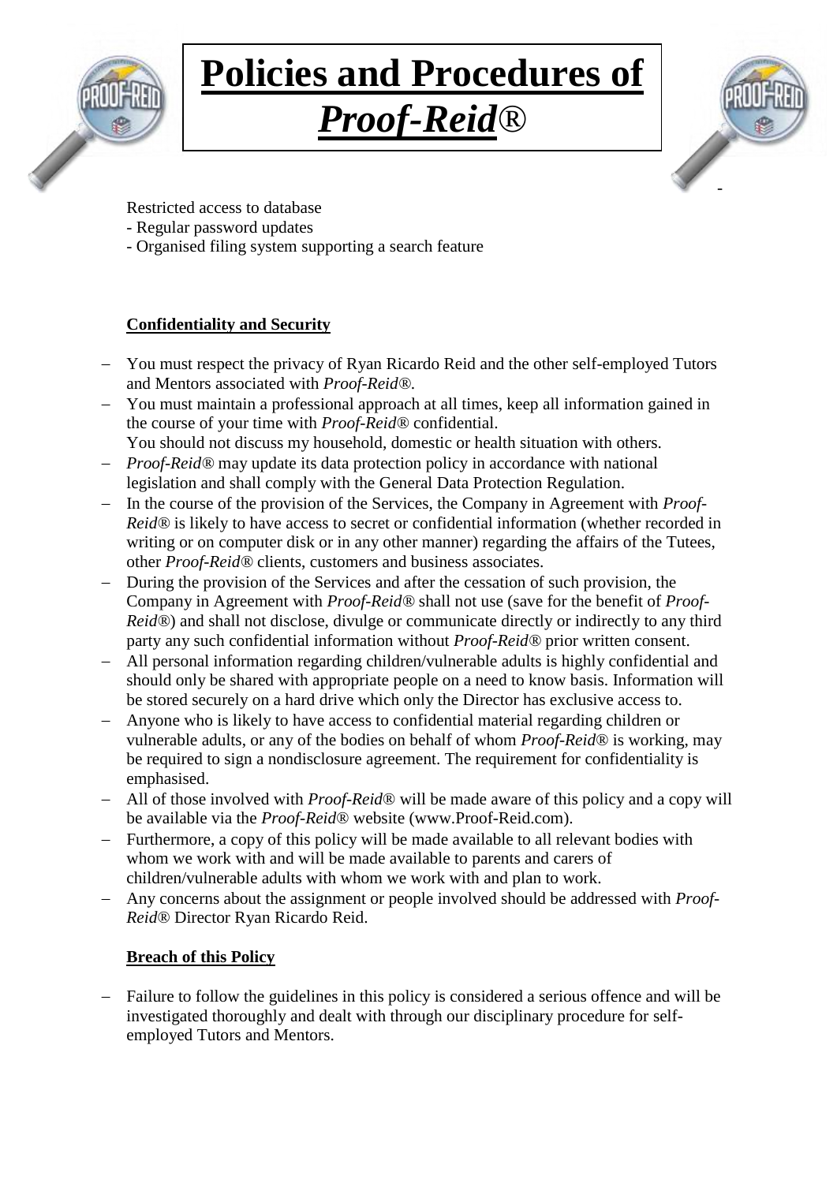Restricted access to database
- Regular password updates
- Organised filing system supporting a search feature

**Confidentiality and Security**

- You must respect the privacy of Ryan Ricardo Reid and the other self-employed Tutors and Mentors associated with *Proof-Reid®*.
- You must maintain a professional approach at all times, keep all information gained in the course of your time with *Proof-Reid®* confidential.
  You should not discuss my household, domestic or health situation with others.
- *Proof-Reid®* may update its data protection policy in accordance with national legislation and shall comply with the General Data Protection Regulation.
- In the course of the provision of the Services, the Company in Agreement with *Proof-Reid®* is likely to have access to secret or confidential information (whether recorded in writing or on computer disk or in any other manner) regarding the affairs of the Tutees, other *Proof-Reid®* clients, customers and business associates.
- During the provision of the Services and after the cessation of such provision, the Company in Agreement with *Proof-Reid®* shall not use (save for the benefit of *Proof-Reid®*) and shall not disclose, divulge or communicate directly or indirectly to any third party any such confidential information without *Proof-Reid®* prior written consent.
- All personal information regarding children/vulnerable adults is highly confidential and should only be shared with appropriate people on a need to know basis. Information will be stored securely on a hard drive which only the Director has exclusive access to.
- Anyone who is likely to have access to confidential material regarding children or vulnerable adults, or any of the bodies on behalf of whom *Proof-Reid®* is working, may be required to sign a nondisclosure agreement. The requirement for confidentiality is emphasised.
- All of those involved with *Proof-Reid®* will be made aware of this policy and a copy will be available via the *Proof-Reid®* website (www.Proof-Reid.com).
- Furthermore, a copy of this policy will be made available to all relevant bodies with whom we work with and will be made available to parents and carers of children/vulnerable adults with whom we work with and plan to work.
- Any concerns about the assignment or people involved should be addressed with *Proof-Reid®* Director Ryan Ricardo Reid.

**Breach of this Policy**

- Failure to follow the guidelines in this policy is considered a serious offence and will be investigated thoroughly and dealt with through our disciplinary procedure for self-employed Tutors and Mentors.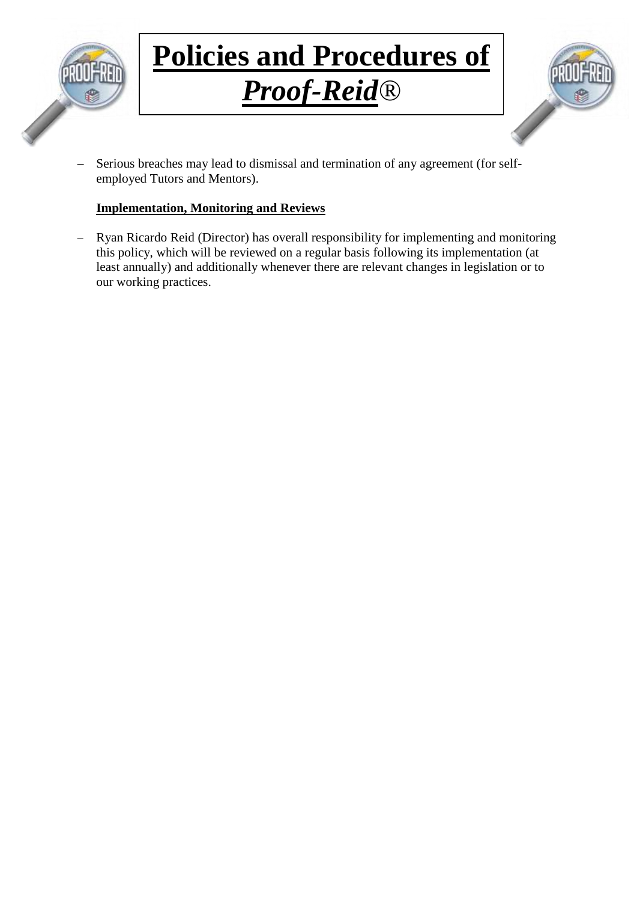- Serious breaches may lead to dismissal and termination of any agreement (for self-employed Tutors and Mentors).

**Implementation, Monitoring and Reviews**

- Ryan Ricardo Reid (Director) has overall responsibility for implementing and monitoring this policy, which will be reviewed on a regular basis following its implementation (at least annually) and additionally whenever there are relevant changes in legislation or to our working practices.